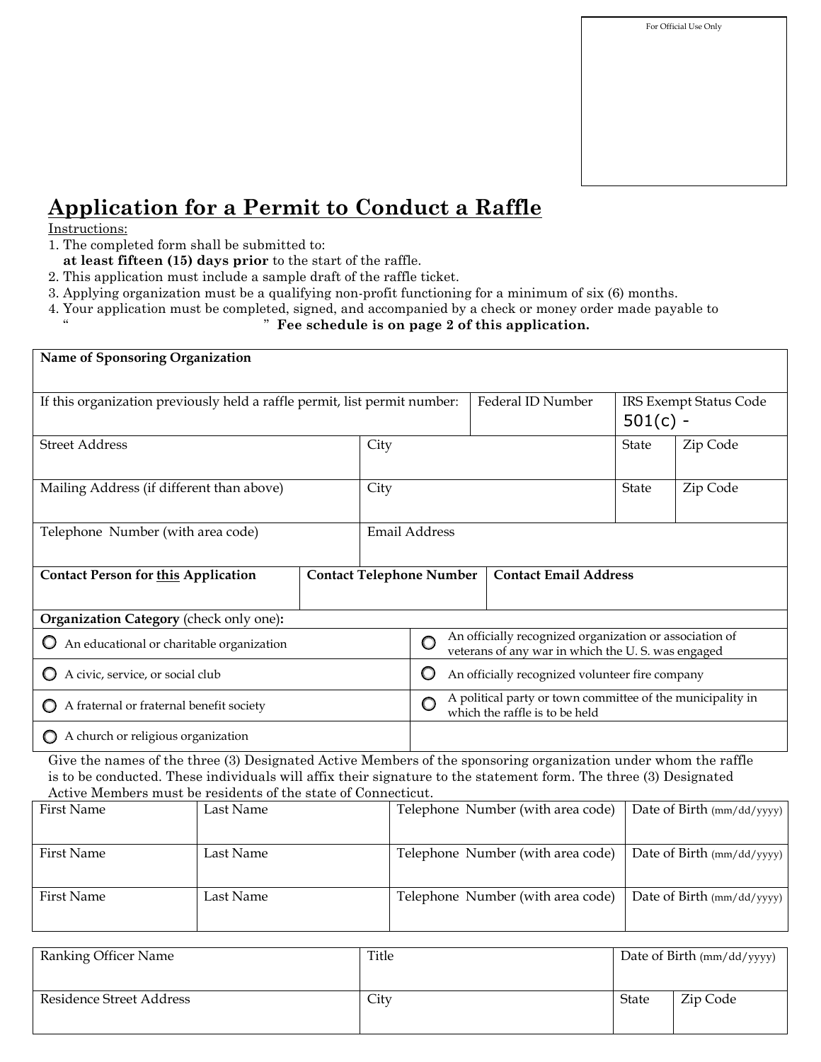For Official Use Only

# Application for a Permit to Conduct a Raffle

Instructions:

1. The completed form shall be submitted to:
   **at least fifteen (15) days prior** to the start of the raffle.
2. This application must include a sample draft of the raffle ticket.
3. Applying organization must be a qualifying non-profit functioning for a minimum of six (6) months.
4. Your application must be completed, signed, and accompanied by a check or money order made payable to
   " " **Fee schedule is on page 2 of this application.**

| **Name of Sponsoring Organization** | | | |
|---|---|---|---|
| If this organization previously held a raffle permit, list permit number: | Federal ID Number | IRS Exempt Status Code 501(c) - | |
| Street Address | City | State | Zip Code |
| Mailing Address (if different than above) | City | State | Zip Code |
| Telephone Number (with area code) | Email Address | | |
| **Contact Person for this Application** | **Contact Telephone Number** | **Contact Email Address** | |

**Organization Category** (check only one):

- ○ An educational or charitable organization
- ○ An officially recognized organization or association of veterans of any war in which the U. S. was engaged
- ○ A civic, service, or social club
- ○ An officially recognized volunteer fire company
- ○ A fraternal or fraternal benefit society
- ○ A political party or town committee of the municipality in which the raffle is to be held
- ○ A church or religious organization

Give the names of the three (3) Designated Active Members of the sponsoring organization under whom the raffle is to be conducted. These individuals will affix their signature to the statement form. The three (3) Designated Active Members must be residents of the state of Connecticut.

| First Name | Last Name | Telephone Number (with area code) | Date of Birth (mm/dd/yyyy) |
|---|---|---|---|
| First Name | Last Name | Telephone Number (with area code) | Date of Birth (mm/dd/yyyy) |
| First Name | Last Name | Telephone Number (with area code) | Date of Birth (mm/dd/yyyy) |

| Ranking Officer Name | Title | Date of Birth (mm/dd/yyyy) | |
|---|---|---|---|
| Residence Street Address | City | State | Zip Code |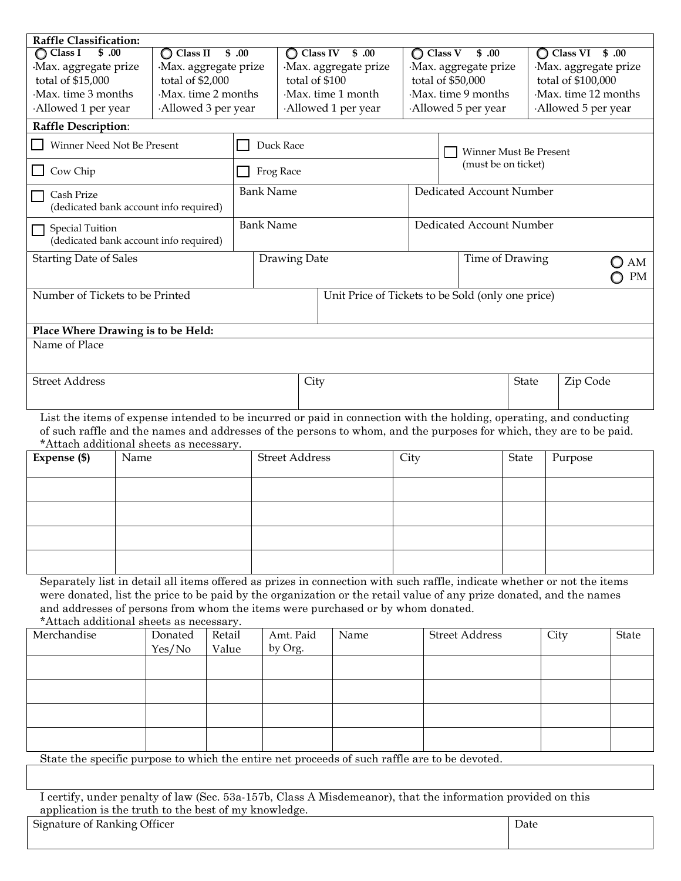**Raffle Classification:**

| ◯ Class I $ .00 | ◯ Class II $ .00 | ◯ Class IV $ .00 | ◯ Class V $ .00 | ◯ Class VI $ .00 |
|---|---|---|---|---|
| ·Max. aggregate prize total of $15,000<br>·Max. time 3 months<br>·Allowed 1 per year | ·Max. aggregate prize total of $2,000<br>·Max. time 2 months<br>·Allowed 3 per year | ·Max. aggregate prize total of $100<br>·Max. time 1 month<br>·Allowed 1 per year | ·Max. aggregate prize total of $50,000<br>·Max. time 9 months<br>·Allowed 5 per year | ·Max. aggregate prize total of $100,000<br>·Max. time 12 months<br>·Allowed 5 per year |

**Raffle Description**:

| | | |
|---|---|---|
| ☐ Winner Need Not Be Present | ☐ Duck Race | ☐ Winner Must Be Present (must be on ticket) |
| ☐ Cow Chip | ☐ Frog Race | |
| ☐ Cash Prize (dedicated bank account info required) | Bank Name | Dedicated Account Number |
| ☐ Special Tuition (dedicated bank account info required) | Bank Name | Dedicated Account Number |

| Starting Date of Sales | Drawing Date | Time of Drawing ◯ AM ◯ PM |
|---|---|---|
| | | |

| Number of Tickets to be Printed | Unit Price of Tickets to be Sold (only one price) |
|---|---|
| | |

**Place Where Drawing is to be Held:**

Name of Place

| Street Address | City | State | Zip Code |
|---|---|---|---|
| | | | |

List the items of expense intended to be incurred or paid in connection with the holding, operating, and conducting of such raffle and the names and addresses of the persons to whom, and the purposes for which, they are to be paid. *Attach additional sheets as necessary.

| **Expense ($)** | Name | Street Address | City | State | Purpose |
|---|---|---|---|---|---|
| | | | | | |
| | | | | | |
| | | | | | |
| | | | | | |

Separately list in detail all items offered as prizes in connection with such raffle, indicate whether or not the items were donated, list the price to be paid by the organization or the retail value of any prize donated, and the names and addresses of persons from whom the items were purchased or by whom donated. *Attach additional sheets as necessary.

| Merchandise | Donated Yes/No | Retail Value | Amt. Paid by Org. | Name | Street Address | City | State |
|---|---|---|---|---|---|---|---|
| | | | | | | | |
| | | | | | | | |
| | | | | | | | |
| | | | | | | | |

State the specific purpose to which the entire net proceeds of such raffle are to be devoted.

I certify, under penalty of law (Sec. 53a-157b, Class A Misdemeanor), that the information provided on this application is the truth to the best of my knowledge.

| Signature of Ranking Officer | Date |
|---|---|
| | |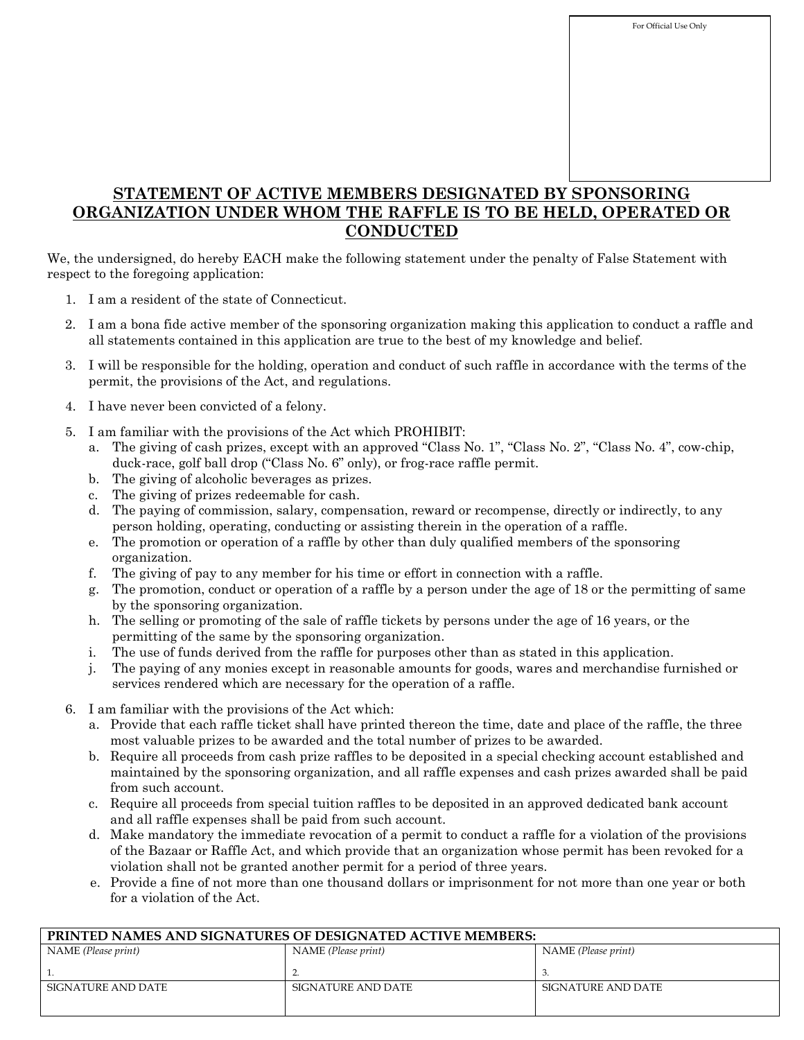For Official Use Only

## STATEMENT OF ACTIVE MEMBERS DESIGNATED BY SPONSORING ORGANIZATION UNDER WHOM THE RAFFLE IS TO BE HELD, OPERATED OR CONDUCTED

We, the undersigned, do hereby EACH make the following statement under the penalty of False Statement with respect to the foregoing application:

1. I am a resident of the state of Connecticut.
2. I am a bona fide active member of the sponsoring organization making this application to conduct a raffle and all statements contained in this application are true to the best of my knowledge and belief.
3. I will be responsible for the holding, operation and conduct of such raffle in accordance with the terms of the permit, the provisions of the Act, and regulations.
4. I have never been convicted of a felony.
5. I am familiar with the provisions of the Act which PROHIBIT:
   a. The giving of cash prizes, except with an approved "Class No. 1", "Class No. 2", "Class No. 4", cow-chip, duck-race, golf ball drop ("Class No. 6" only), or frog-race raffle permit.
   b. The giving of alcoholic beverages as prizes.
   c. The giving of prizes redeemable for cash.
   d. The paying of commission, salary, compensation, reward or recompense, directly or indirectly, to any person holding, operating, conducting or assisting therein in the operation of a raffle.
   e. The promotion or operation of a raffle by other than duly qualified members of the sponsoring organization.
   f. The giving of pay to any member for his time or effort in connection with a raffle.
   g. The promotion, conduct or operation of a raffle by a person under the age of 18 or the permitting of same by the sponsoring organization.
   h. The selling or promoting of the sale of raffle tickets by persons under the age of 16 years, or the permitting of the same by the sponsoring organization.
   i. The use of funds derived from the raffle for purposes other than as stated in this application.
   j. The paying of any monies except in reasonable amounts for goods, wares and merchandise furnished or services rendered which are necessary for the operation of a raffle.
6. I am familiar with the provisions of the Act which:
   a. Provide that each raffle ticket shall have printed thereon the time, date and place of the raffle, the three most valuable prizes to be awarded and the total number of prizes to be awarded.
   b. Require all proceeds from cash prize raffles to be deposited in a special checking account established and maintained by the sponsoring organization, and all raffle expenses and cash prizes awarded shall be paid from such account.
   c. Require all proceeds from special tuition raffles to be deposited in an approved dedicated bank account and all raffle expenses shall be paid from such account.
   d. Make mandatory the immediate revocation of a permit to conduct a raffle for a violation of the provisions of the Bazaar or Raffle Act, and which provide that an organization whose permit has been revoked for a violation shall not be granted another permit for a period of three years.
   e. Provide a fine of not more than one thousand dollars or imprisonment for not more than one year or both for a violation of the Act.

| PRINTED NAMES AND SIGNATURES OF DESIGNATED ACTIVE MEMBERS: | | |
|---|---|---|
| NAME *(Please print)*<br>1. | NAME *(Please print)*<br>2. | NAME *(Please print)*<br>3. |
| SIGNATURE AND DATE | SIGNATURE AND DATE | SIGNATURE AND DATE |